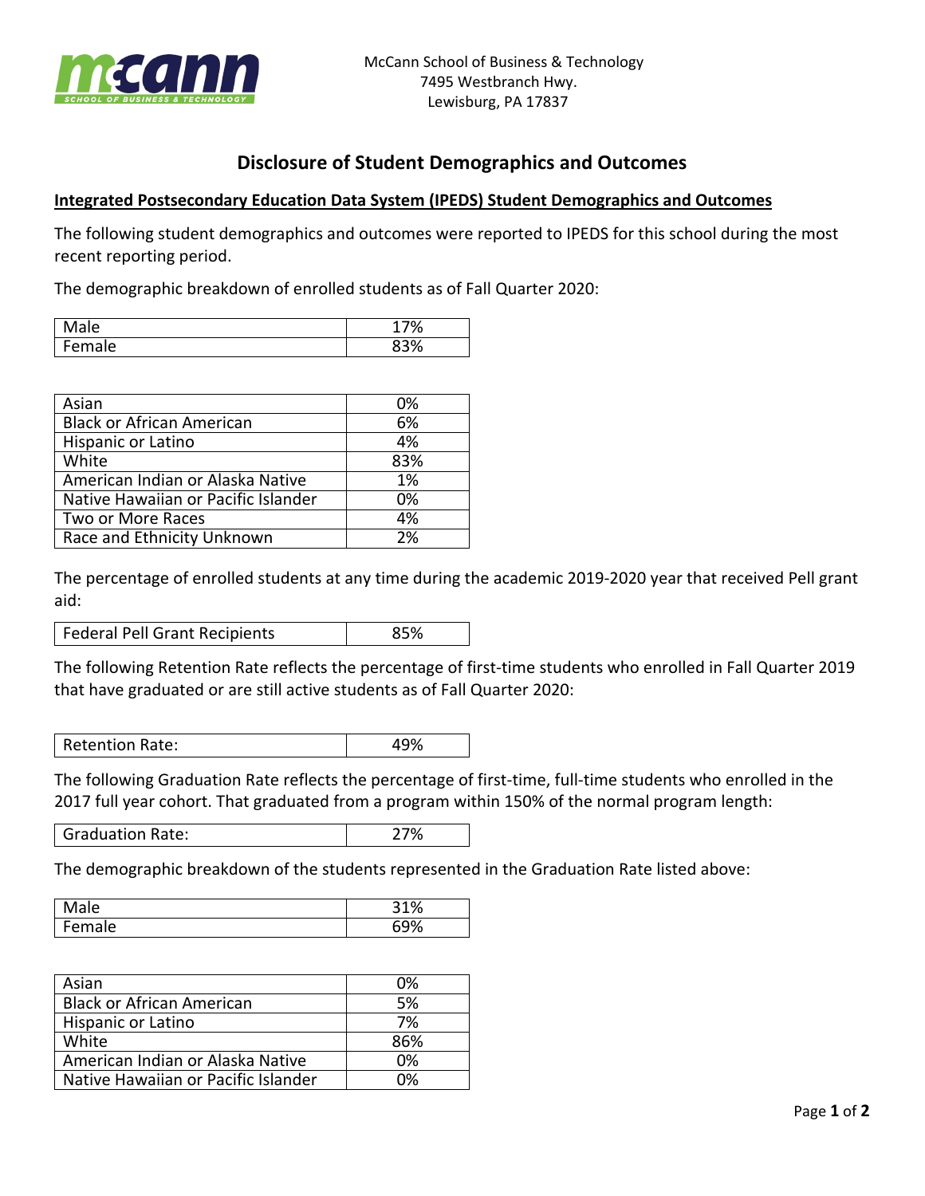McCann School of Business & Technology
7495 Westbranch Hwy.
Lewisburg, PA 17837

# Disclosure of Student Demographics and Outcomes

## Integrated Postsecondary Education Data System (IPEDS) Student Demographics and Outcomes

The following student demographics and outcomes were reported to IPEDS for this school during the most recent reporting period.

The demographic breakdown of enrolled students as of Fall Quarter 2020:

| | |
|---|---|
| Male | 17% |
| Female | 83% |

| | |
|---|---|
| Asian | 0% |
| Black or African American | 6% |
| Hispanic or Latino | 4% |
| White | 83% |
| American Indian or Alaska Native | 1% |
| Native Hawaiian or Pacific Islander | 0% |
| Two or More Races | 4% |
| Race and Ethnicity Unknown | 2% |

The percentage of enrolled students at any time during the academic 2019-2020 year that received Pell grant aid:

| | |
|---|---|
| Federal Pell Grant Recipients | 85% |

The following Retention Rate reflects the percentage of first-time students who enrolled in Fall Quarter 2019 that have graduated or are still active students as of Fall Quarter 2020:

| | |
|---|---|
| Retention Rate: | 49% |

The following Graduation Rate reflects the percentage of first-time, full-time students who enrolled in the 2017 full year cohort. That graduated from a program within 150% of the normal program length:

| | |
|---|---|
| Graduation Rate: | 27% |

The demographic breakdown of the students represented in the Graduation Rate listed above:

| | |
|---|---|
| Male | 31% |
| Female | 69% |

| | |
|---|---|
| Asian | 0% |
| Black or African American | 5% |
| Hispanic or Latino | 7% |
| White | 86% |
| American Indian or Alaska Native | 0% |
| Native Hawaiian or Pacific Islander | 0% |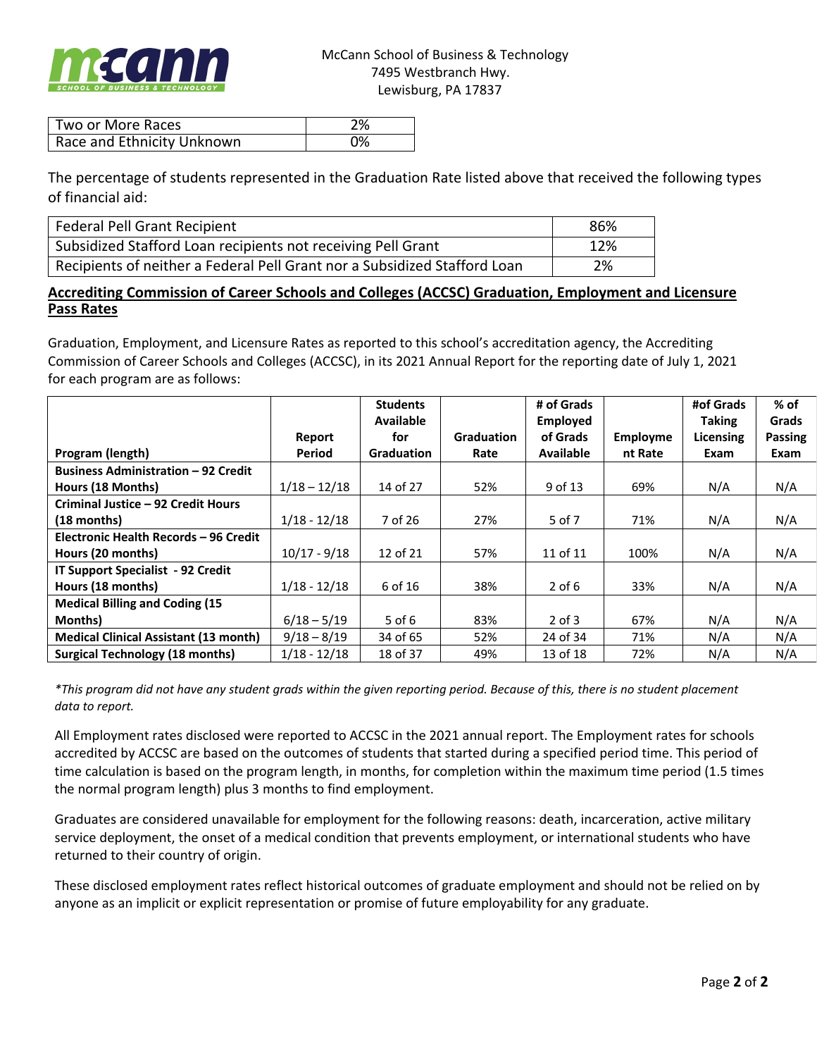| | |
|---|---|
| Two or More Races | 2% |
| Race and Ethnicity Unknown | 0% |

The percentage of students represented in the Graduation Rate listed above that received the following types of financial aid:

| | |
|---|---|
| Federal Pell Grant Recipient | 86% |
| Subsidized Stafford Loan recipients not receiving Pell Grant | 12% |
| Recipients of neither a Federal Pell Grant nor a Subsidized Stafford Loan | 2% |

## Accrediting Commission of Career Schools and Colleges (ACCSC) Graduation, Employment and Licensure Pass Rates

Graduation, Employment, and Licensure Rates as reported to this school's accreditation agency, the Accrediting Commission of Career Schools and Colleges (ACCSC), in its 2021 Annual Report for the reporting date of July 1, 2021 for each program are as follows:

| Program (length) | Report Period | Students Available for Graduation | Graduation Rate | # of Grads Employed of Grads Available | Employment Rate | #of Grads Taking Licensing Exam | % of Grads Passing Exam |
|---|---|---|---|---|---|---|---|
| **Business Administration – 92 Credit Hours (18 Months)** | 1/18 – 12/18 | 14 of 27 | 52% | 9 of 13 | 69% | N/A | N/A |
| **Criminal Justice – 92 Credit Hours (18 months)** | 1/18 - 12/18 | 7 of 26 | 27% | 5 of 7 | 71% | N/A | N/A |
| **Electronic Health Records – 96 Credit Hours (20 months)** | 10/17 - 9/18 | 12 of 21 | 57% | 11 of 11 | 100% | N/A | N/A |
| **IT Support Specialist - 92 Credit Hours (18 months)** | 1/18 - 12/18 | 6 of 16 | 38% | 2 of 6 | 33% | N/A | N/A |
| **Medical Billing and Coding (15 Months)** | 6/18 – 5/19 | 5 of 6 | 83% | 2 of 3 | 67% | N/A | N/A |
| **Medical Clinical Assistant (13 month)** | 9/18 – 8/19 | 34 of 65 | 52% | 24 of 34 | 71% | N/A | N/A |
| **Surgical Technology (18 months)** | 1/18 - 12/18 | 18 of 37 | 49% | 13 of 18 | 72% | N/A | N/A |

*\*This program did not have any student grads within the given reporting period. Because of this, there is no student placement data to report.*

All Employment rates disclosed were reported to ACCSC in the 2021 annual report. The Employment rates for schools accredited by ACCSC are based on the outcomes of students that started during a specified period time. This period of time calculation is based on the program length, in months, for completion within the maximum time period (1.5 times the normal program length) plus 3 months to find employment.

Graduates are considered unavailable for employment for the following reasons: death, incarceration, active military service deployment, the onset of a medical condition that prevents employment, or international students who have returned to their country of origin.

These disclosed employment rates reflect historical outcomes of graduate employment and should not be relied on by anyone as an implicit or explicit representation or promise of future employability for any graduate.